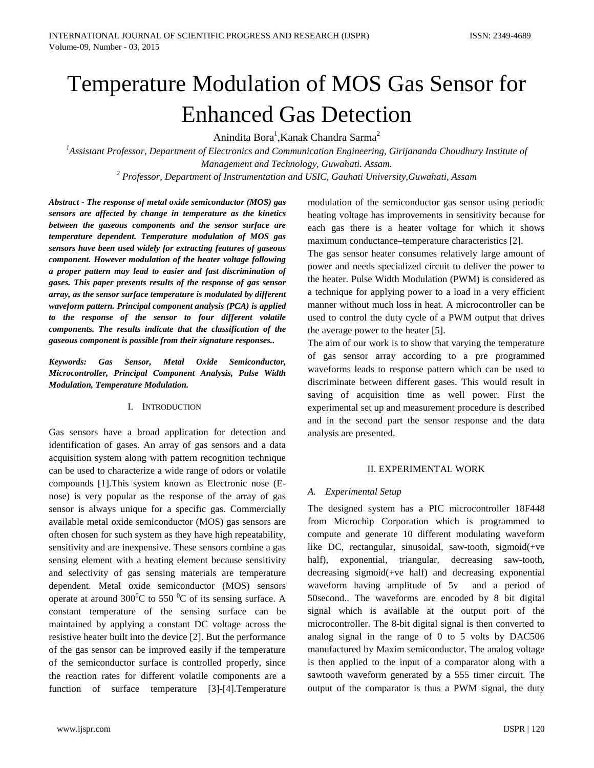# Temperature Modulation of MOS Gas Sensor for Enhanced Gas Detection

Anindita Bora[1], Kanak Chandra Sarma[2]

[1]*Assistant Professor, Department of Electronics and Communication Engineering, Girijananda Choudhury Institute of Management and Technology, Guwahati. Assam.*

[2] *Professor, Department of Instrumentation and USIC, Gauhati University, Guwahati, Assam*

***Abstract - The response of metal oxide semiconductor (MOS) gas sensors are affected by change in temperature as the kinetics between the gaseous components and the sensor surface are temperature dependent. Temperature modulation of MOS gas sensors have been used widely for extracting features of gaseous component. However modulation of the heater voltage following a proper pattern may lead to easier and fast discrimination of gases. This paper presents results of the response of gas sensor array, as the sensor surface temperature is modulated by different waveform pattern. Principal component analysis (PCA) is applied to the response of the sensor to four different volatile components. The results indicate that the classification of the gaseous component is possible from their signature responses..***

***Keywords: Gas Sensor, Metal Oxide Semiconductor, Microcontroller, Principal Component Analysis, Pulse Width Modulation, Temperature Modulation.***

## I. INTRODUCTION

Gas sensors have a broad application for detection and identification of gases. An array of gas sensors and a data acquisition system along with pattern recognition technique can be used to characterize a wide range of odors or volatile compounds [1].This system known as Electronic nose (E-nose) is very popular as the response of the array of gas sensor is always unique for a specific gas. Commercially available metal oxide semiconductor (MOS) gas sensors are often chosen for such system as they have high repeatability, sensitivity and are inexpensive. These sensors combine a gas sensing element with a heating element because sensitivity and selectivity of gas sensing materials are temperature dependent. Metal oxide semiconductor (MOS) sensors operate at around $300^0$C to 550 $^0$C of its sensing surface. A constant temperature of the sensing surface can be maintained by applying a constant DC voltage across the resistive heater built into the device [2]. But the performance of the gas sensor can be improved easily if the temperature of the semiconductor surface is controlled properly, since the reaction rates for different volatile components are a function of surface temperature [3]-[4].Temperature modulation of the semiconductor gas sensor using periodic heating voltage has improvements in sensitivity because for each gas there is a heater voltage for which it shows maximum conductance–temperature characteristics [2].

The gas sensor heater consumes relatively large amount of power and needs specialized circuit to deliver the power to the heater. Pulse Width Modulation (PWM) is considered as a technique for applying power to a load in a very efficient manner without much loss in heat. A microcontroller can be used to control the duty cycle of a PWM output that drives the average power to the heater [5].

The aim of our work is to show that varying the temperature of gas sensor array according to a pre programmed waveforms leads to response pattern which can be used to discriminate between different gases. This would result in saving of acquisition time as well power. First the experimental set up and measurement procedure is described and in the second part the sensor response and the data analysis are presented.

## II. EXPERIMENTAL WORK

### *A. Experimental Setup*

The designed system has a PIC microcontroller 18F448 from Microchip Corporation which is programmed to compute and generate 10 different modulating waveform like DC, rectangular, sinusoidal, saw-tooth, sigmoid(+ve half), exponential, triangular, decreasing saw-tooth, decreasing sigmoid(+ve half) and decreasing exponential waveform having amplitude of 5v and a period of 50second.. The waveforms are encoded by 8 bit digital signal which is available at the output port of the microcontroller. The 8-bit digital signal is then converted to analog signal in the range of 0 to 5 volts by DAC506 manufactured by Maxim semiconductor. The analog voltage is then applied to the input of a comparator along with a sawtooth waveform generated by a 555 timer circuit. The output of the comparator is thus a PWM signal, the duty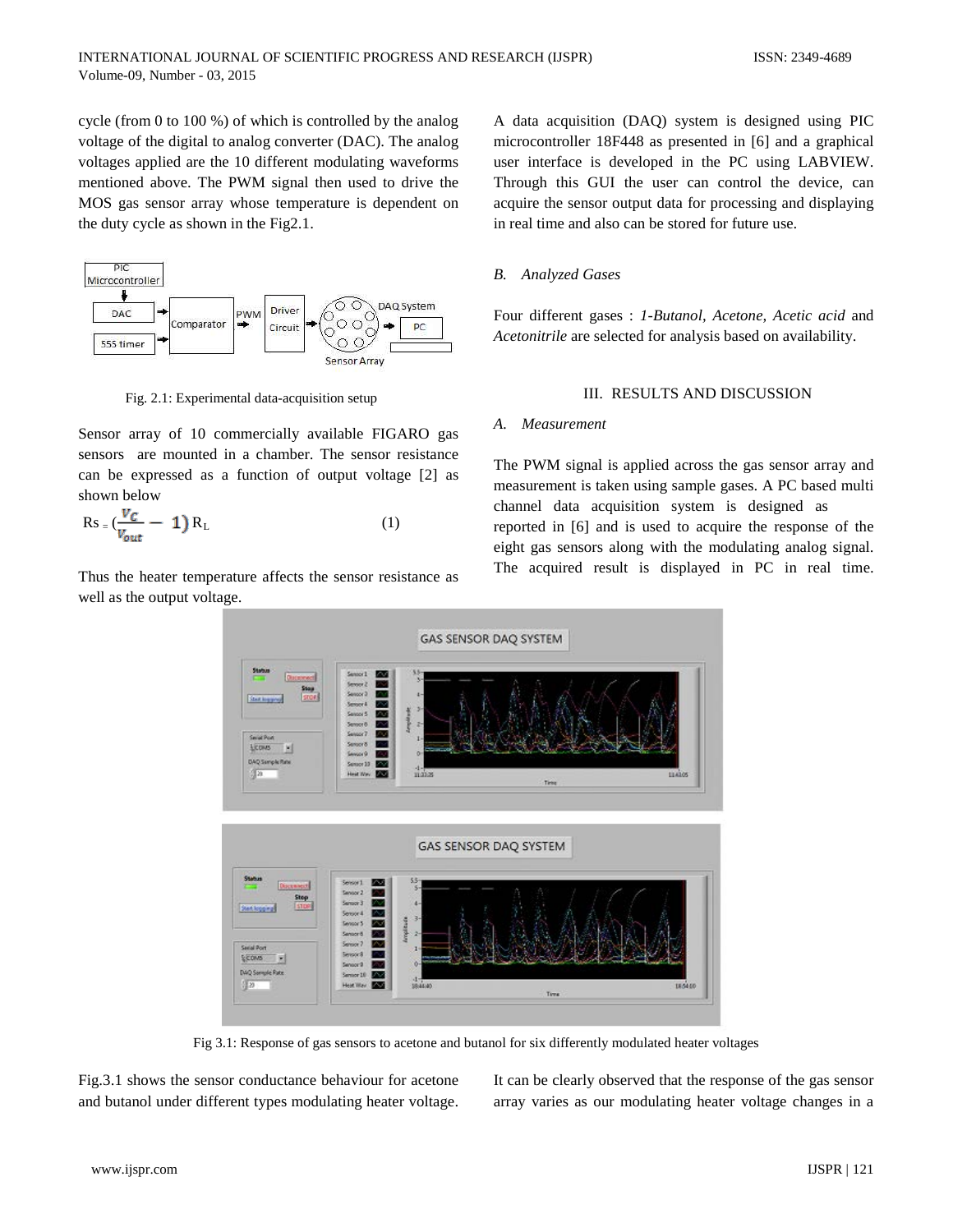cycle (from 0 to 100 %) of which is controlled by the analog voltage of the digital to analog converter (DAC). The analog voltages applied are the 10 different modulating waveforms mentioned above. The PWM signal then used to drive the MOS gas sensor array whose temperature is dependent on the duty cycle as shown in the Fig2.1.

PIC Microcontroller
DAC
555 timer
Comparator
PWM
Driver Circuit
Sensor Array
DAQ System
PC

Fig. 2.1: Experimental data-acquisition setup

Sensor array of 10 commercially available FIGARO gas sensors are mounted in a chamber. The sensor resistance can be expressed as a function of output voltage [2] as shown below

$$R_S = \left(\frac{V_C}{V_{out}} - 1\right) R_L \quad (1)$$

Thus the heater temperature affects the sensor resistance as well as the output voltage.

A data acquisition (DAQ) system is designed using PIC microcontroller 18F448 as presented in [6] and a graphical user interface is developed in the PC using LABVIEW. Through this GUI the user can control the device, can acquire the sensor output data for processing and displaying in real time and also can be stored for future use.

### B. Analyzed Gases

Four different gases : *1-Butanol, Acetone, Acetic acid* and *Acetonitrile* are selected for analysis based on availability.

## III. RESULTS AND DISCUSSION

### A. Measurement

The PWM signal is applied across the gas sensor array and measurement is taken using sample gases. A PC based multi channel data acquisition system is designed as reported in [6] and is used to acquire the response of the eight gas sensors along with the modulating analog signal. The acquired result is displayed in PC in real time.

GAS SENSOR DAQ SYSTEM

GAS SENSOR DAQ SYSTEM

Fig 3.1: Response of gas sensors to acetone and butanol for six differently modulated heater voltages

Fig.3.1 shows the sensor conductance behaviour for acetone and butanol under different types modulating heater voltage. It can be clearly observed that the response of the gas sensor array varies as our modulating heater voltage changes in a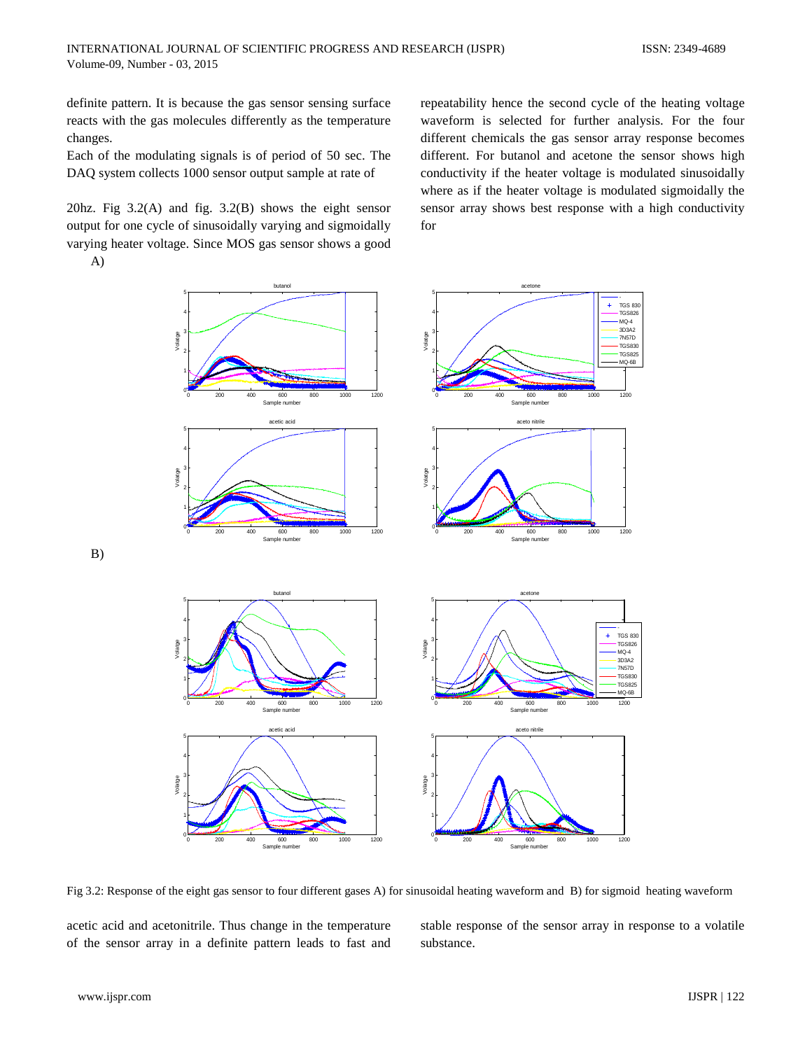definite pattern. It is because the gas sensor sensing surface reacts with the gas molecules differently as the temperature changes.

Each of the modulating signals is of period of 50 sec. The DAQ system collects 1000 sensor output sample at rate of 20hz. Fig 3.2(A) and fig. 3.2(B) shows the eight sensor output for one cycle of sinusoidally varying and sigmoidally varying heater voltage. Since MOS gas sensor shows a good repeatability hence the second cycle of the heating voltage waveform is selected for further analysis. For the four different chemicals the gas sensor array response becomes different. For butanol and acetone the sensor shows high conductivity if the heater voltage is modulated sinusoidally where as if the heater voltage is modulated sigmoidally the sensor array shows best response with a high conductivity for acetic acid and acetonitrile. Thus change in the temperature of the sensor array in a definite pattern leads to fast and stable response of the sensor array in response to a volatile substance.

A)

butanol
acetone
acetic acid
aceto nitrile
Volatge
Sample number
0 200 400 600 800 1000 1200
0 1 2 3 4 5
TGS 830
TGS826
MQ-4
3D3A2
7N57D
TGS830
TGS825
MQ-6B

B)

butanol
acetone
acetic acid
aceto nitrile
Volatge
Sample number
0 200 400 600 800 1000 1200
0 1 2 3 4 5
TGS 830
TGS826
MQ-4
3D3A2
7N57D
TGS830
TGS825
MQ-6B

Fig 3.2: Response of the eight gas sensor to four different gases A) for sinusoidal heating waveform and B) for sigmoid heating waveform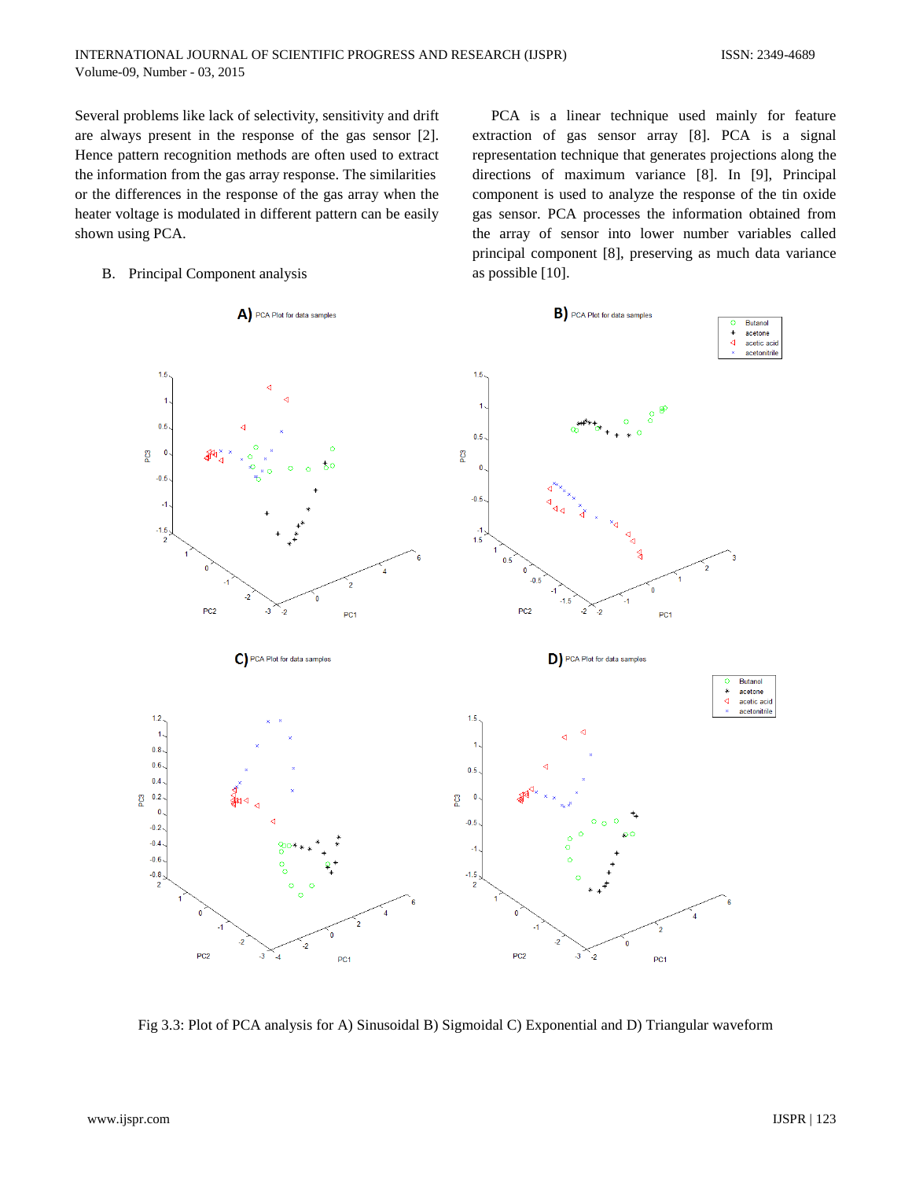Several problems like lack of selectivity, sensitivity and drift are always present in the response of the gas sensor [2]. Hence pattern recognition methods are often used to extract the information from the gas array response. The similarities or the differences in the response of the gas array when the heater voltage is modulated in different pattern can be easily shown using PCA.

B. Principal Component analysis

PCA is a linear technique used mainly for feature extraction of gas sensor array [8]. PCA is a signal representation technique that generates projections along the directions of maximum variance [8]. In [9], Principal component is used to analyze the response of the tin oxide gas sensor. PCA processes the information obtained from the array of sensor into lower number variables called principal component [8], preserving as much data variance as possible [10].

A) PCA Plot for data samples

B) PCA Plot for data samples

Butanol
acetone
acetic acid
acetonitrile

C) PCA Plot for data samples

D) PCA Plot for data samples

Butanol
acetone
acetic acid
acetonitrile

Fig 3.3: Plot of PCA analysis for A) Sinusoidal B) Sigmoidal C) Exponential and D) Triangular waveform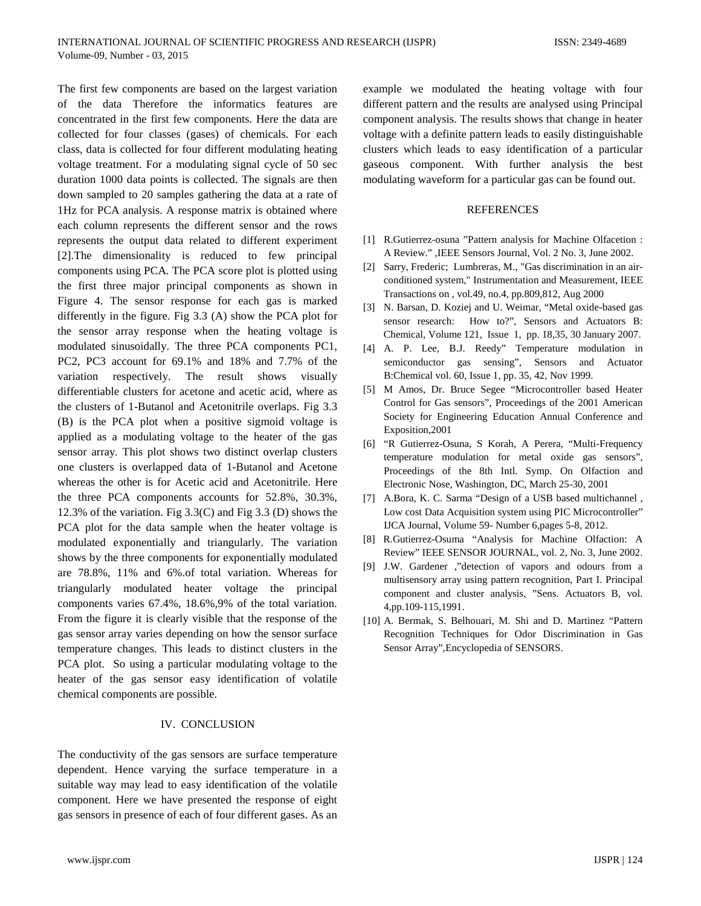The first few components are based on the largest variation of the data Therefore the informatics features are concentrated in the first few components. Here the data are collected for four classes (gases) of chemicals. For each class, data is collected for four different modulating heating voltage treatment. For a modulating signal cycle of 50 sec duration 1000 data points is collected. The signals are then down sampled to 20 samples gathering the data at a rate of 1Hz for PCA analysis. A response matrix is obtained where each column represents the different sensor and the rows represents the output data related to different experiment [2].The dimensionality is reduced to few principal components using PCA. The PCA score plot is plotted using the first three major principal components as shown in Figure 4. The sensor response for each gas is marked differently in the figure. Fig 3.3 (A) show the PCA plot for the sensor array response when the heating voltage is modulated sinusoidally. The three PCA components PC1, PC2, PC3 account for 69.1% and 18% and 7.7% of the variation respectively. The result shows visually differentiable clusters for acetone and acetic acid, where as the clusters of 1-Butanol and Acetonitrile overlaps. Fig 3.3 (B) is the PCA plot when a positive sigmoid voltage is applied as a modulating voltage to the heater of the gas sensor array. This plot shows two distinct overlap clusters one clusters is overlapped data of 1-Butanol and Acetone whereas the other is for Acetic acid and Acetonitrile. Here the three PCA components accounts for 52.8%, 30.3%, 12.3% of the variation. Fig 3.3(C) and Fig 3.3 (D) shows the PCA plot for the data sample when the heater voltage is modulated exponentially and triangularly. The variation shows by the three components for exponentially modulated are 78.8%, 11% and 6%.of total variation. Whereas for triangularly modulated heater voltage the principal components varies 67.4%, 18.6%,9% of the total variation. From the figure it is clearly visible that the response of the gas sensor array varies depending on how the sensor surface temperature changes. This leads to distinct clusters in the PCA plot. So using a particular modulating voltage to the heater of the gas sensor easy identification of volatile chemical components are possible.

## IV. CONCLUSION

The conductivity of the gas sensors are surface temperature dependent. Hence varying the surface temperature in a suitable way may lead to easy identification of the volatile component. Here we have presented the response of eight gas sensors in presence of each of four different gases. As an example we modulated the heating voltage with four different pattern and the results are analysed using Principal component analysis. The results shows that change in heater voltage with a definite pattern leads to easily distinguishable clusters which leads to easy identification of a particular gaseous component. With further analysis the best modulating waveform for a particular gas can be found out.

## REFERENCES

[1] R.Gutierrez-osuna "Pattern analysis for Machine Olfacetion : A Review." ,IEEE Sensors Journal, Vol. 2 No. 3, June 2002.

[2] Sarry, Frederic; Lumbreras, M., "Gas discrimination in an air-conditioned system," Instrumentation and Measurement, IEEE Transactions on , vol.49, no.4, pp.809,812, Aug 2000

[3] N. Barsan, D. Koziej and U. Weimar, "Metal oxide-based gas sensor research: How to?", Sensors and Actuators B: Chemical, Volume 121, Issue 1, pp. 18,35, 30 January 2007.

[4] A. P. Lee, B.J. Reedy" Temperature modulation in semiconductor gas sensing", Sensors and Actuator B:Chemical vol. 60, Issue 1, pp. 35, 42, Nov 1999.

[5] M Amos, Dr. Bruce Segee "Microcontroller based Heater Control for Gas sensors", Proceedings of the 2001 American Society for Engineering Education Annual Conference and Exposition,2001

[6] "R Gutierrez-Osuna, S Korah, A Perera, "Multi-Frequency temperature modulation for metal oxide gas sensors", Proceedings of the 8th Intl. Symp. On Olfaction and Electronic Nose, Washington, DC, March 25-30, 2001

[7] A.Bora, K. C. Sarma "Design of a USB based multichannel , Low cost Data Acquisition system using PIC Microcontroller" IJCA Journal, Volume 59- Number 6,pages 5-8, 2012.

[8] R.Gutierrez-Osuma "Analysis for Machine Olfaction: A Review" IEEE SENSOR JOURNAL, vol. 2, No. 3, June 2002.

[9] J.W. Gardener ,"detection of vapors and odours from a multisensory array using pattern recognition, Part I. Principal component and cluster analysis, "Sens. Actuators B, vol. 4,pp.109-115,1991.

[10] A. Bermak, S. Belhouari, M. Shi and D. Martinez "Pattern Recognition Techniques for Odor Discrimination in Gas Sensor Array",Encyclopedia of SENSORS.